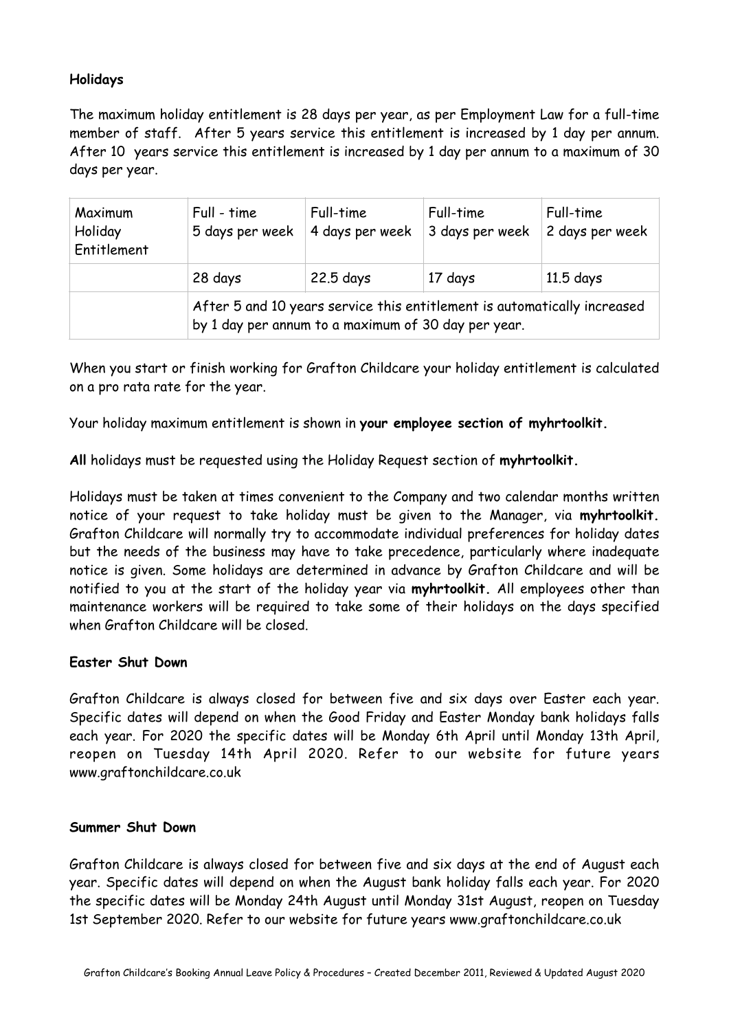**Holidays**

The maximum holiday entitlement is 28 days per year, as per Employment Law for a full-time member of staff. After 5 years service this entitlement is increased by 1 day per annum. After 10 years service this entitlement is increased by 1 day per annum to a maximum of 30 days per year.

| Maximum Holiday Entitlement | Full - time 5 days per week | Full-time 4 days per week | Full-time 3 days per week | Full-time 2 days per week |
|---|---|---|---|---|
| | 28 days | 22.5 days | 17 days | 11.5 days |
| | After 5 and 10 years service this entitlement is automatically increased by 1 day per annum to a maximum of 30 day per year. | | | |

When you start or finish working for Grafton Childcare your holiday entitlement is calculated on a pro rata rate for the year.

Your holiday maximum entitlement is shown in **your employee section of myhrtoolkit.**

**All** holidays must be requested using the Holiday Request section of **myhrtoolkit.**

Holidays must be taken at times convenient to the Company and two calendar months written notice of your request to take holiday must be given to the Manager, via **myhrtoolkit.** Grafton Childcare will normally try to accommodate individual preferences for holiday dates but the needs of the business may have to take precedence, particularly where inadequate notice is given. Some holidays are determined in advance by Grafton Childcare and will be notified to you at the start of the holiday year via **myhrtoolkit.** All employees other than maintenance workers will be required to take some of their holidays on the days specified when Grafton Childcare will be closed.

**Easter Shut Down**

Grafton Childcare is always closed for between five and six days over Easter each year. Specific dates will depend on when the Good Friday and Easter Monday bank holidays falls each year. For 2020 the specific dates will be Monday 6th April until Monday 13th April, reopen on Tuesday 14th April 2020. Refer to our website for future years www.graftonchildcare.co.uk

**Summer Shut Down**

Grafton Childcare is always closed for between five and six days at the end of August each year. Specific dates will depend on when the August bank holiday falls each year. For 2020 the specific dates will be Monday 24th August until Monday 31st August, reopen on Tuesday 1st September 2020. Refer to our website for future years www.graftonchildcare.co.uk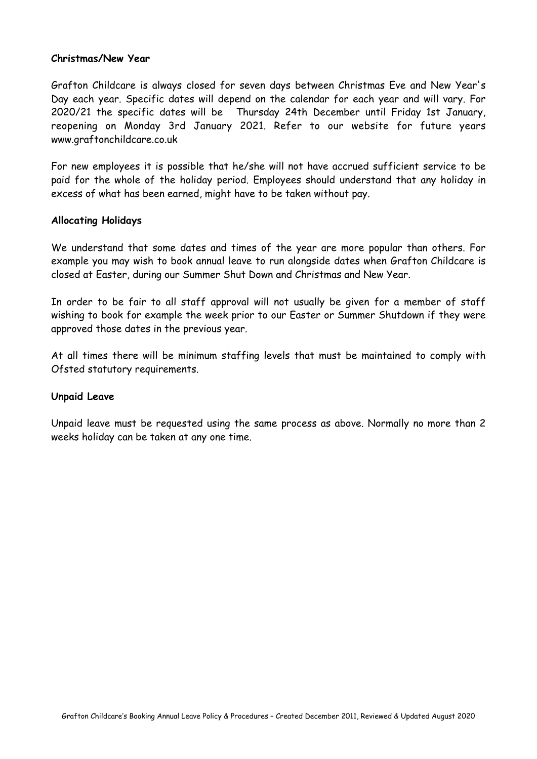**Christmas/New Year**

Grafton Childcare is always closed for seven days between Christmas Eve and New Year's Day each year. Specific dates will depend on the calendar for each year and will vary. For 2020/21 the specific dates will be Thursday 24th December until Friday 1st January, reopening on Monday 3rd January 2021. Refer to our website for future years www.graftonchildcare.co.uk

For new employees it is possible that he/she will not have accrued sufficient service to be paid for the whole of the holiday period. Employees should understand that any holiday in excess of what has been earned, might have to be taken without pay.

**Allocating Holidays**

We understand that some dates and times of the year are more popular than others. For example you may wish to book annual leave to run alongside dates when Grafton Childcare is closed at Easter, during our Summer Shut Down and Christmas and New Year.

In order to be fair to all staff approval will not usually be given for a member of staff wishing to book for example the week prior to our Easter or Summer Shutdown if they were approved those dates in the previous year.

At all times there will be minimum staffing levels that must be maintained to comply with Ofsted statutory requirements.

**Unpaid Leave**

Unpaid leave must be requested using the same process as above. Normally no more than 2 weeks holiday can be taken at any one time.